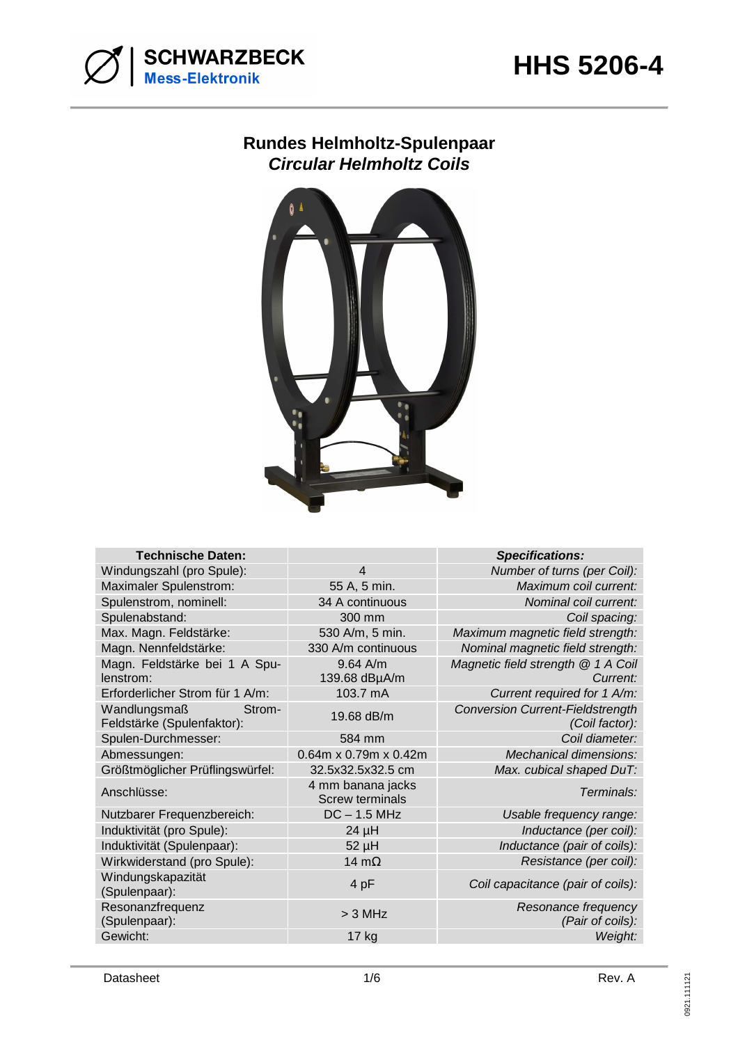# HHS 5206-4

## Rundes Helmholtz-Spulenpaar
## *Circular Helmholtz Coils*

| Technische Daten: | | *Specifications:* |
|---|---|---|
| Windungszahl (pro Spule): | 4 | *Number of turns (per Coil):* |
| Maximaler Spulenstrom: | 55 A, 5 min. | *Maximum coil current:* |
| Spulenstrom, nominell: | 34 A continuous | *Nominal coil current:* |
| Spulenabstand: | 300 mm | *Coil spacing:* |
| Max. Magn. Feldstärke: | 530 A/m, 5 min. | *Maximum magnetic field strength:* |
| Magn. Nennfeldstärke: | 330 A/m continuous | *Nominal magnetic field strength:* |
| Magn. Feldstärke bei 1 A Spulenstrom: | 9.64 A/m<br>139.68 dBµA/m | *Magnetic field strength @ 1 A Coil Current:* |
| Erforderlicher Strom für 1 A/m: | 103.7 mA | *Current required for 1 A/m:* |
| Wandlungsmaß Strom-Feldstärke (Spulenfaktor): | 19.68 dB/m | *Conversion Current-Fieldstrength (Coil factor):* |
| Spulen-Durchmesser: | 584 mm | *Coil diameter:* |
| Abmessungen: | 0.64m x 0.79m x 0.42m | *Mechanical dimensions:* |
| Größtmöglicher Prüflingswürfel: | 32.5x32.5x32.5 cm | *Max. cubical shaped DuT:* |
| Anschlüsse: | 4 mm banana jacks<br>Screw terminals | *Terminals:* |
| Nutzbarer Frequenzbereich: | DC – 1.5 MHz | *Usable frequency range:* |
| Induktivität (pro Spule): | 24 µH | *Inductance (per coil):* |
| Induktivität (Spulenpaar): | 52 µH | *Inductance (pair of coils):* |
| Wirkwiderstand (pro Spule): | 14 mΩ | *Resistance (per coil):* |
| Windungskapazität (Spulenpaar): | 4 pF | *Coil capacitance (pair of coils):* |
| Resonanzfrequenz (Spulenpaar): | > 3 MHz | *Resonance frequency (Pair of coils):* |
| Gewicht: | 17 kg | *Weight:* |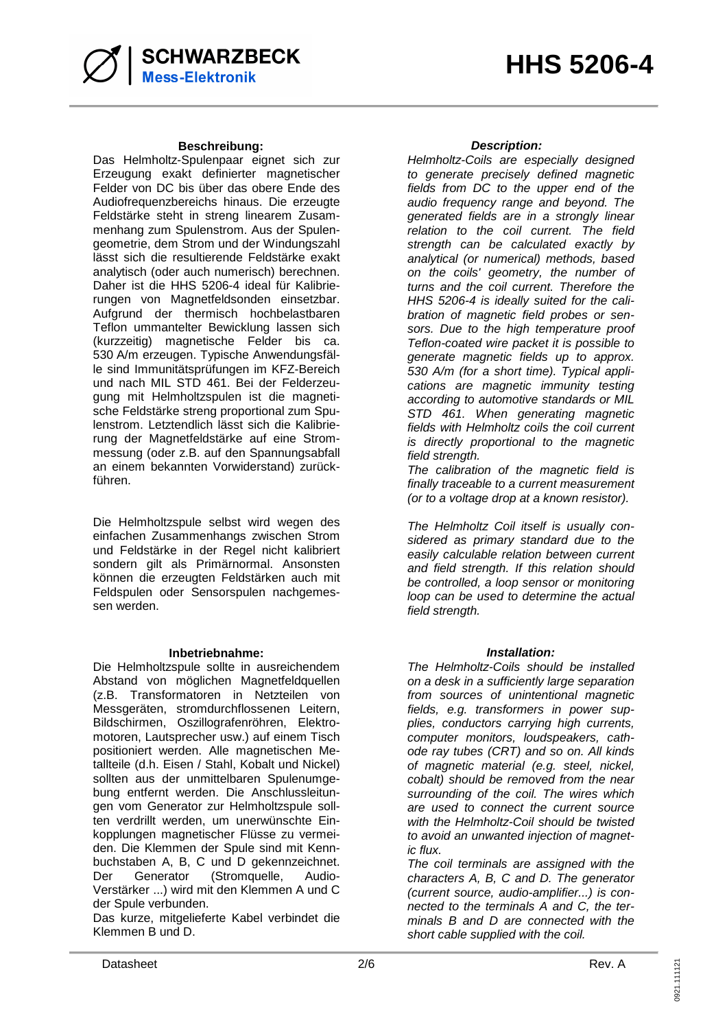### Beschreibung:

Das Helmholtz-Spulenpaar eignet sich zur Erzeugung exakt definierter magnetischer Felder von DC bis über das obere Ende des Audiofrequenzbereichs hinaus. Die erzeugte Feldstärke steht in streng linearem Zusammenhang zum Spulenstrom. Aus der Spulengeometrie, dem Strom und der Windungszahl lässt sich die resultierende Feldstärke exakt analytisch (oder auch numerisch) berechnen. Daher ist die HHS 5206-4 ideal für Kalibrierungen von Magnetfeldsonden einsetzbar. Aufgrund der thermisch hochbelastbaren Teflon ummantelter Bewicklung lassen sich (kurzzeitig) magnetische Felder bis ca. 530 A/m erzeugen. Typische Anwendungsfälle sind Immunitätsprüfungen im KFZ-Bereich und nach MIL STD 461. Bei der Felderzeugung mit Helmholtzspulen ist die magnetische Feldstärke streng proportional zum Spulenstrom. Letztendlich lässt sich die Kalibrierung der Magnetfeldstärke auf eine Strommessung (oder z.B. auf den Spannungsabfall an einem bekannten Vorwiderstand) zurückführen.

Die Helmholtzspule selbst wird wegen des einfachen Zusammenhangs zwischen Strom und Feldstärke in der Regel nicht kalibriert sondern gilt als Primärnormal. Ansonsten können die erzeugten Feldstärken auch mit Feldspulen oder Sensorspulen nachgemessen werden.

### Inbetriebnahme:

Die Helmholtzspule sollte in ausreichendem Abstand von möglichen Magnetfeldquellen (z.B. Transformatoren in Netzteilen von Messgeräten, stromdurchflossenen Leitern, Bildschirmen, Oszillografenröhren, Elektromotoren, Lautsprecher usw.) auf einem Tisch positioniert werden. Alle magnetischen Metallteile (d.h. Eisen / Stahl, Kobalt und Nickel) sollten aus der unmittelbaren Spulenumgebung entfernt werden. Die Anschlussleitungen vom Generator zur Helmholtzspule sollten verdrillt werden, um unerwünschte Einkopplungen magnetischer Flüsse zu vermeiden. Die Klemmen der Spule sind mit Kennbuchstaben A, B, C und D gekennzeichnet. Der Generator (Stromquelle, Audio-Verstärker ...) wird mit den Klemmen A und C der Spule verbunden.

Das kurze, mitgelieferte Kabel verbindet die Klemmen B und D.

### *Description:*

*Helmholtz-Coils are especially designed to generate precisely defined magnetic fields from DC to the upper end of the audio frequency range and beyond. The generated fields are in a strongly linear relation to the coil current. The field strength can be calculated exactly by analytical (or numerical) methods, based on the coils' geometry, the number of turns and the coil current. Therefore the HHS 5206-4 is ideally suited for the calibration of magnetic field probes or sensors. Due to the high temperature proof Teflon-coated wire packet it is possible to generate magnetic fields up to approx. 530 A/m (for a short time). Typical applications are magnetic immunity testing according to automotive standards or MIL STD 461. When generating magnetic fields with Helmholtz coils the coil current is directly proportional to the magnetic field strength.*

*The calibration of the magnetic field is finally traceable to a current measurement (or to a voltage drop at a known resistor).*

*The Helmholtz Coil itself is usually considered as primary standard due to the easily calculable relation between current and field strength. If this relation should be controlled, a loop sensor or monitoring loop can be used to determine the actual field strength.*

### *Installation:*

*The Helmholtz-Coils should be installed on a desk in a sufficiently large separation from sources of unintentional magnetic fields, e.g. transformers in power supplies, conductors carrying high currents, computer monitors, loudspeakers, cathode ray tubes (CRT) and so on. All kinds of magnetic material (e.g. steel, nickel, cobalt) should be removed from the near surrounding of the coil. The wires which are used to connect the current source with the Helmholtz-Coil should be twisted to avoid an unwanted injection of magnetic flux.*

*The coil terminals are assigned with the characters A, B, C and D. The generator (current source, audio-amplifier...) is connected to the terminals A and C, the terminals B and D are connected with the short cable supplied with the coil.*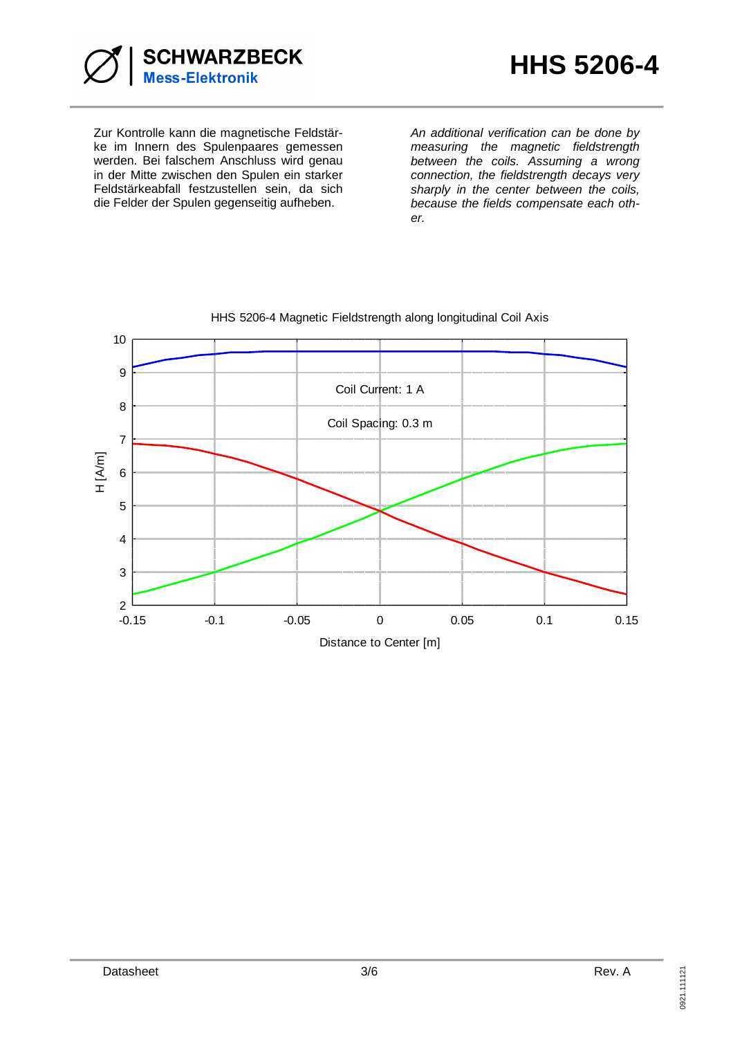Zur Kontrolle kann die magnetische Feldstärke im Innern des Spulenpaares gemessen werden. Bei falschem Anschluss wird genau in der Mitte zwischen den Spulen ein starker Feldstärkeabfall festzustellen sein, da sich die Felder der Spulen gegenseitig aufheben.

*An additional verification can be done by measuring the magnetic fieldstrength between the coils. Assuming a wrong connection, the fieldstrength decays very sharply in the center between the coils, because the fields compensate each other.*

HHS 5206-4 Magnetic Fieldstrength along longitudinal Coil Axis

Coil Current: 1 A

Coil Spacing: 0.3 m

H [A/m]

Distance to Center [m]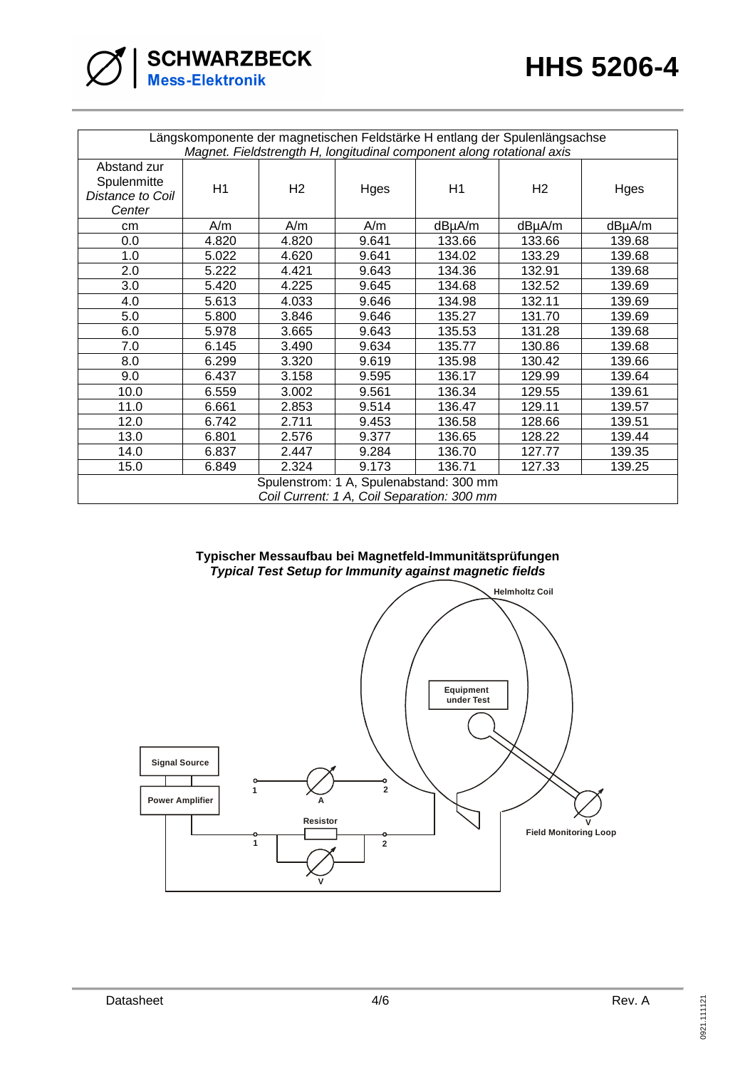| Längskomponente der magnetischen Feldstärke H entlang der Spulenlängsachse *Magnet. Fieldstrength H, longitudinal component along rotational axis* | | | | | | |
|---|---|---|---|---|---|---|
| Abstand zur Spulenmitte *Distance to Coil Center* | H1 | H2 | Hges | H1 | H2 | Hges |
| cm | A/m | A/m | A/m | dBµA/m | dBµA/m | dBµA/m |
| 0.0 | 4.820 | 4.820 | 9.641 | 133.66 | 133.66 | 139.68 |
| 1.0 | 5.022 | 4.620 | 9.641 | 134.02 | 133.29 | 139.68 |
| 2.0 | 5.222 | 4.421 | 9.643 | 134.36 | 132.91 | 139.68 |
| 3.0 | 5.420 | 4.225 | 9.645 | 134.68 | 132.52 | 139.69 |
| 4.0 | 5.613 | 4.033 | 9.646 | 134.98 | 132.11 | 139.69 |
| 5.0 | 5.800 | 3.846 | 9.646 | 135.27 | 131.70 | 139.69 |
| 6.0 | 5.978 | 3.665 | 9.643 | 135.53 | 131.28 | 139.68 |
| 7.0 | 6.145 | 3.490 | 9.634 | 135.77 | 130.86 | 139.68 |
| 8.0 | 6.299 | 3.320 | 9.619 | 135.98 | 130.42 | 139.66 |
| 9.0 | 6.437 | 3.158 | 9.595 | 136.17 | 129.99 | 139.64 |
| 10.0 | 6.559 | 3.002 | 9.561 | 136.34 | 129.55 | 139.61 |
| 11.0 | 6.661 | 2.853 | 9.514 | 136.47 | 129.11 | 139.57 |
| 12.0 | 6.742 | 2.711 | 9.453 | 136.58 | 128.66 | 139.51 |
| 13.0 | 6.801 | 2.576 | 9.377 | 136.65 | 128.22 | 139.44 |
| 14.0 | 6.837 | 2.447 | 9.284 | 136.70 | 127.77 | 139.35 |
| 15.0 | 6.849 | 2.324 | 9.173 | 136.71 | 127.33 | 139.25 |
| Spulenstrom: 1 A, Spulenabstand: 300 mm *Coil Current: 1 A, Coil Separation: 300 mm* | | | | | | |

**Typischer Messaufbau bei Magnetfeld-Immunitätsprüfungen**
***Typical Test Setup for Immunity against magnetic fields***

Helmholtz Coil

Equipment under Test

Signal Source

Power Amplifier

Resistor

Field Monitoring Loop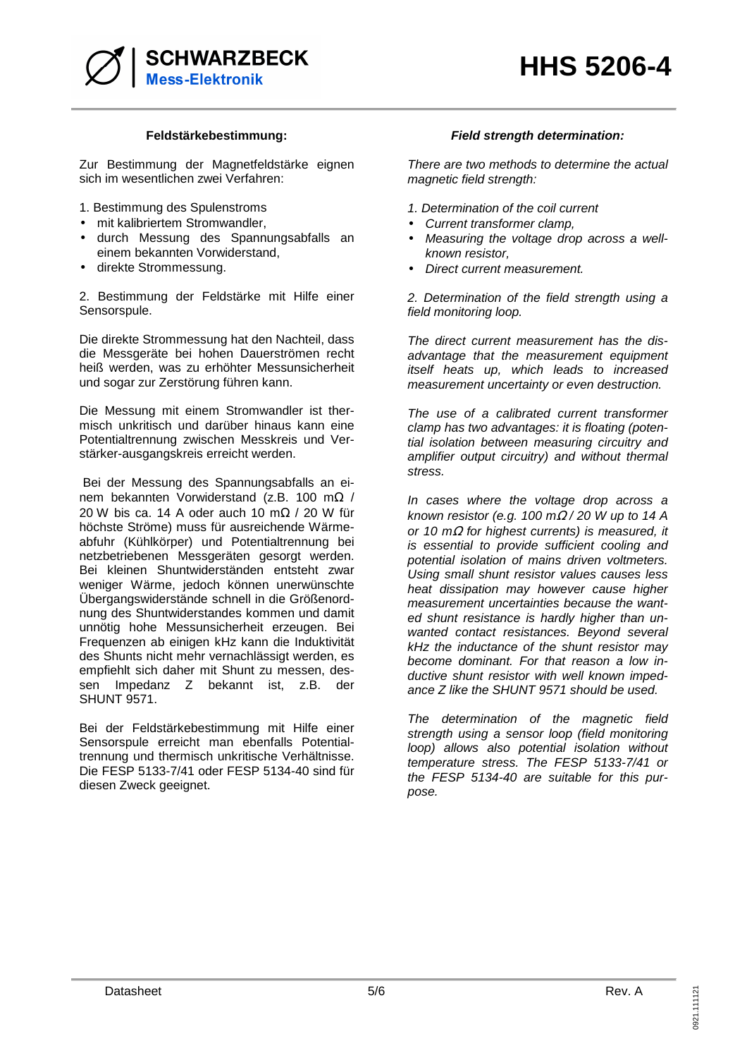### Feldstärkebestimmung:

Zur Bestimmung der Magnetfeldstärke eignen sich im wesentlichen zwei Verfahren:

1. Bestimmung des Spulenstroms
- mit kalibriertem Stromwandler,
- durch Messung des Spannungsabfalls an einem bekannten Vorwiderstand,
- direkte Strommessung.

2. Bestimmung der Feldstärke mit Hilfe einer Sensorspule.

Die direkte Strommessung hat den Nachteil, dass die Messgeräte bei hohen Dauerströmen recht heiß werden, was zu erhöhter Messunsicherheit und sogar zur Zerstörung führen kann.

Die Messung mit einem Stromwandler ist thermisch unkritisch und darüber hinaus kann eine Potentialtrennung zwischen Messkreis und Verstärker-ausgangskreis erreicht werden.

Bei der Messung des Spannungsabfalls an einem bekannten Vorwiderstand (z.B. 100 mΩ / 20 W bis ca. 14 A oder auch 10 mΩ / 20 W für höchste Ströme) muss für ausreichende Wärmeabfuhr (Kühlkörper) und Potentialtrennung bei netzbetriebenen Messgeräten gesorgt werden. Bei kleinen Shuntwiderständen entsteht zwar weniger Wärme, jedoch können unerwünschte Übergangswiderstände schnell in die Größenordnung des Shuntwiderstandes kommen und damit unnötig hohe Messunsicherheit erzeugen. Bei Frequenzen ab einigen kHz kann die Induktivität des Shunts nicht mehr vernachlässigt werden, es empfiehlt sich daher mit Shunt zu messen, dessen Impedanz Z bekannt ist, z.B. der SHUNT 9571.

Bei der Feldstärkebestimmung mit Hilfe einer Sensorspule erreicht man ebenfalls Potentialtrennung und thermisch unkritische Verhältnisse. Die FESP 5133-7/41 oder FESP 5134-40 sind für diesen Zweck geeignet.

### *Field strength determination:*

*There are two methods to determine the actual magnetic field strength:*

*1. Determination of the coil current*
- *Current transformer clamp,*
- *Measuring the voltage drop across a well-known resistor,*
- *Direct current measurement.*

*2. Determination of the field strength using a field monitoring loop.*

*The direct current measurement has the disadvantage that the measurement equipment itself heats up, which leads to increased measurement uncertainty or even destruction.*

*The use of a calibrated current transformer clamp has two advantages: it is floating (potential isolation between measuring circuitry and amplifier output circuitry) and without thermal stress.*

*In cases where the voltage drop across a known resistor (e.g. 100 mΩ / 20 W up to 14 A or 10 mΩ for highest currents) is measured, it is essential to provide sufficient cooling and potential isolation of mains driven voltmeters. Using small shunt resistor values causes less heat dissipation may however cause higher measurement uncertainties because the wanted shunt resistance is hardly higher than unwanted contact resistances. Beyond several kHz the inductance of the shunt resistor may become dominant. For that reason a low inductive shunt resistor with well known impedance Z like the SHUNT 9571 should be used.*

*The determination of the magnetic field strength using a sensor loop (field monitoring loop) allows also potential isolation without temperature stress. The FESP 5133-7/41 or the FESP 5134-40 are suitable for this purpose.*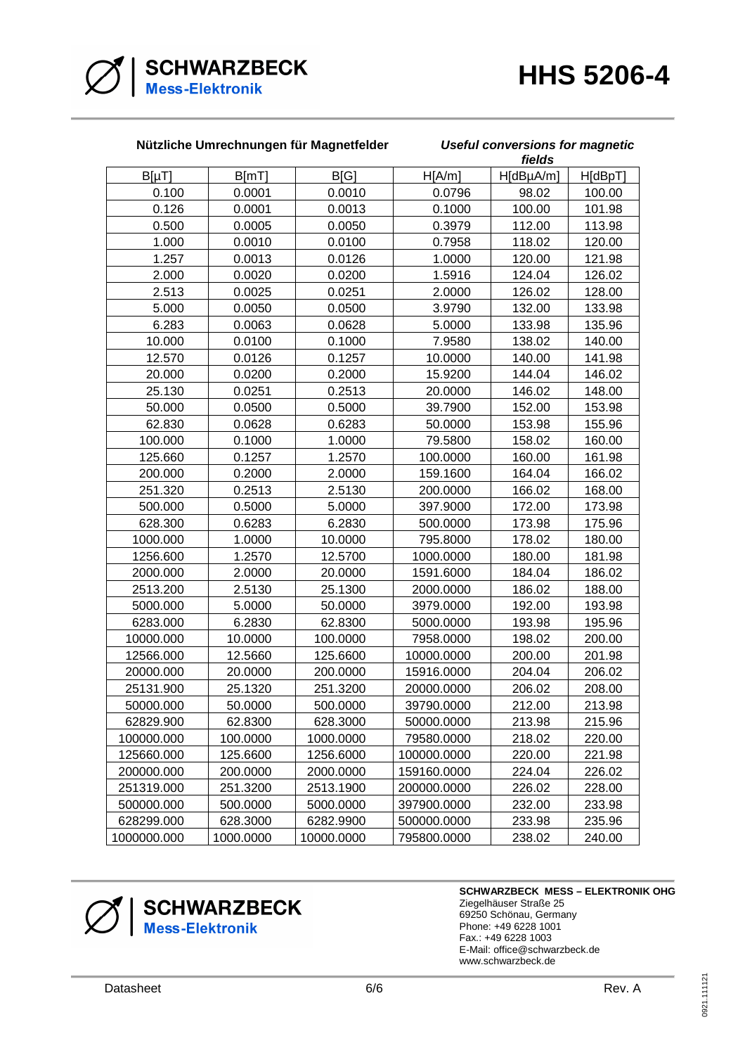**Nützliche Umrechnungen für Magnetfelder** ***Useful conversions for magnetic fields***

| B[µT] | B[mT] | B[G] | H[A/m] | H[dBµA/m] | H[dBpT] |
|---|---|---|---|---|---|
| 0.100 | 0.0001 | 0.0010 | 0.0796 | 98.02 | 100.00 |
| 0.126 | 0.0001 | 0.0013 | 0.1000 | 100.00 | 101.98 |
| 0.500 | 0.0005 | 0.0050 | 0.3979 | 112.00 | 113.98 |
| 1.000 | 0.0010 | 0.0100 | 0.7958 | 118.02 | 120.00 |
| 1.257 | 0.0013 | 0.0126 | 1.0000 | 120.00 | 121.98 |
| 2.000 | 0.0020 | 0.0200 | 1.5916 | 124.04 | 126.02 |
| 2.513 | 0.0025 | 0.0251 | 2.0000 | 126.02 | 128.00 |
| 5.000 | 0.0050 | 0.0500 | 3.9790 | 132.00 | 133.98 |
| 6.283 | 0.0063 | 0.0628 | 5.0000 | 133.98 | 135.96 |
| 10.000 | 0.0100 | 0.1000 | 7.9580 | 138.02 | 140.00 |
| 12.570 | 0.0126 | 0.1257 | 10.0000 | 140.00 | 141.98 |
| 20.000 | 0.0200 | 0.2000 | 15.9200 | 144.04 | 146.02 |
| 25.130 | 0.0251 | 0.2513 | 20.0000 | 146.02 | 148.00 |
| 50.000 | 0.0500 | 0.5000 | 39.7900 | 152.00 | 153.98 |
| 62.830 | 0.0628 | 0.6283 | 50.0000 | 153.98 | 155.96 |
| 100.000 | 0.1000 | 1.0000 | 79.5800 | 158.02 | 160.00 |
| 125.660 | 0.1257 | 1.2570 | 100.0000 | 160.00 | 161.98 |
| 200.000 | 0.2000 | 2.0000 | 159.1600 | 164.04 | 166.02 |
| 251.320 | 0.2513 | 2.5130 | 200.0000 | 166.02 | 168.00 |
| 500.000 | 0.5000 | 5.0000 | 397.9000 | 172.00 | 173.98 |
| 628.300 | 0.6283 | 6.2830 | 500.0000 | 173.98 | 175.96 |
| 1000.000 | 1.0000 | 10.0000 | 795.8000 | 178.02 | 180.00 |
| 1256.600 | 1.2570 | 12.5700 | 1000.0000 | 180.00 | 181.98 |
| 2000.000 | 2.0000 | 20.0000 | 1591.6000 | 184.04 | 186.02 |
| 2513.200 | 2.5130 | 25.1300 | 2000.0000 | 186.02 | 188.00 |
| 5000.000 | 5.0000 | 50.0000 | 3979.0000 | 192.00 | 193.98 |
| 6283.000 | 6.2830 | 62.8300 | 5000.0000 | 193.98 | 195.96 |
| 10000.000 | 10.0000 | 100.0000 | 7958.0000 | 198.02 | 200.00 |
| 12566.000 | 12.5660 | 125.6600 | 10000.0000 | 200.00 | 201.98 |
| 20000.000 | 20.0000 | 200.0000 | 15916.0000 | 204.04 | 206.02 |
| 25131.900 | 25.1320 | 251.3200 | 20000.0000 | 206.02 | 208.00 |
| 50000.000 | 50.0000 | 500.0000 | 39790.0000 | 212.00 | 213.98 |
| 62829.900 | 62.8300 | 628.3000 | 50000.0000 | 213.98 | 215.96 |
| 100000.000 | 100.0000 | 1000.0000 | 79580.0000 | 218.02 | 220.00 |
| 125660.000 | 125.6600 | 1256.6000 | 100000.0000 | 220.00 | 221.98 |
| 200000.000 | 200.0000 | 2000.0000 | 159160.0000 | 224.04 | 226.02 |
| 251319.000 | 251.3200 | 2513.1900 | 200000.0000 | 226.02 | 228.00 |
| 500000.000 | 500.0000 | 5000.0000 | 397900.0000 | 232.00 | 233.98 |
| 628299.000 | 628.3000 | 6282.9900 | 500000.0000 | 233.98 | 235.96 |
| 1000000.000 | 1000.0000 | 10000.0000 | 795800.0000 | 238.02 | 240.00 |

**SCHWARZBECK MESS – ELEKTRONIK OHG**
Ziegelhäuser Straße 25
69250 Schönau, Germany
Phone: +49 6228 1001
Fax.: +49 6228 1003
E-Mail: office@schwarzbeck.de
www.schwarzbeck.de